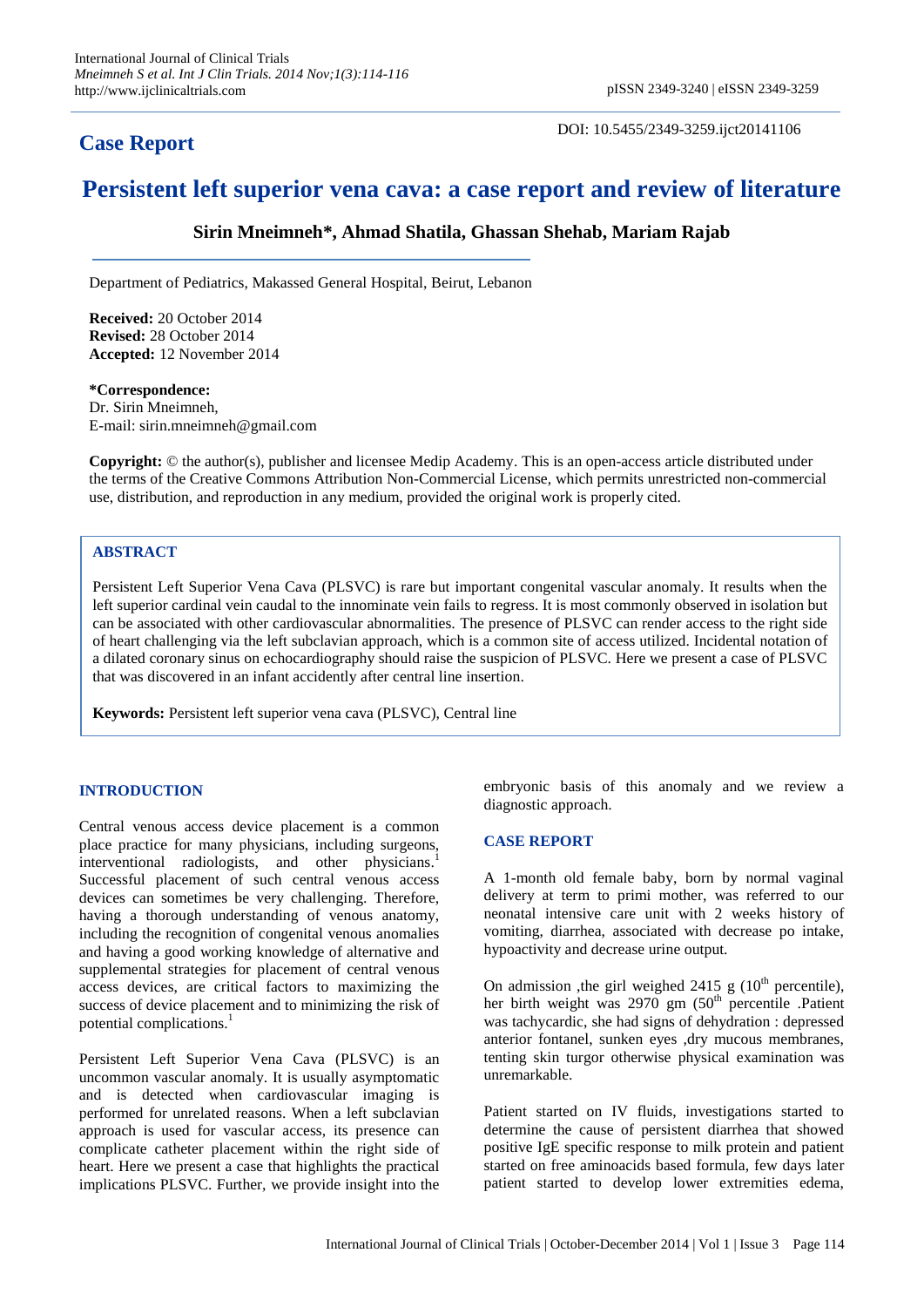## Case Report

DOI: 10.5455/2349-3259.ijct20141106

# Persistent left superior vena cava: a case report and review of literature

**Sirin Mneimneh\*, Ahmad Shatila, Ghassan Shehab, Mariam Rajab**

Department of Pediatrics, Makassed General Hospital, Beirut, Lebanon

**Received:** 20 October 2014
**Revised:** 28 October 2014
**Accepted:** 12 November 2014

**\*Correspondence:**
Dr. Sirin Mneimneh,
E-mail: sirin.mneimneh@gmail.com

**Copyright:** © the author(s), publisher and licensee Medip Academy. This is an open-access article distributed under the terms of the Creative Commons Attribution Non-Commercial License, which permits unrestricted non-commercial use, distribution, and reproduction in any medium, provided the original work is properly cited.

### ABSTRACT

Persistent Left Superior Vena Cava (PLSVC) is rare but important congenital vascular anomaly. It results when the left superior cardinal vein caudal to the innominate vein fails to regress. It is most commonly observed in isolation but can be associated with other cardiovascular abnormalities. The presence of PLSVC can render access to the right side of heart challenging via the left subclavian approach, which is a common site of access utilized. Incidental notation of a dilated coronary sinus on echocardiography should raise the suspicion of PLSVC. Here we present a case of PLSVC that was discovered in an infant accidently after central line insertion.

**Keywords:** Persistent left superior vena cava (PLSVC), Central line

### INTRODUCTION

Central venous access device placement is a common place practice for many physicians, including surgeons, interventional radiologists, and other physicians.[1] Successful placement of such central venous access devices can sometimes be very challenging. Therefore, having a thorough understanding of venous anatomy, including the recognition of congenital venous anomalies and having a good working knowledge of alternative and supplemental strategies for placement of central venous access devices, are critical factors to maximizing the success of device placement and to minimizing the risk of potential complications.[1]

Persistent Left Superior Vena Cavan (PLSVC) is an uncommon vascular anomaly. It is usually asymptomatic and is detected when cardiovascular imaging is performed for unrelated reasons. When a left subclavian approach is used for vascular access, its presence can complicate catheter placement within the right side of heart. Here we present a case that highlights the practical implications PLSVC. Further, we provide insight into the embryonic basis of this anomaly and we review a diagnostic approach.

### CASE REPORT

A 1-month old female baby, born by normal vaginal delivery at term to primi mother, was referred to our neonatal intensive care unit with 2 weeks history of vomiting, diarrhea, associated with decrease po intake, hypoactivity and decrease urine output.

On admission ,the girl weighed 2415 g (10[th] percentile), her birth weight was 2970 gm (50[th] percentile .Patient was tachycardic, she had signs of dehydration : depressed anterior fontanel, sunken eyes ,dry mucous membranes, tenting skin turgor otherwise physical examination was unremarkable.

Patient started on IV fluids, investigations started to determine the cause of persistent diarrhea that showed positive IgE specific response to milk protein and patient started on free aminoacids based formula, few days later patient started to develop lower extremities edema,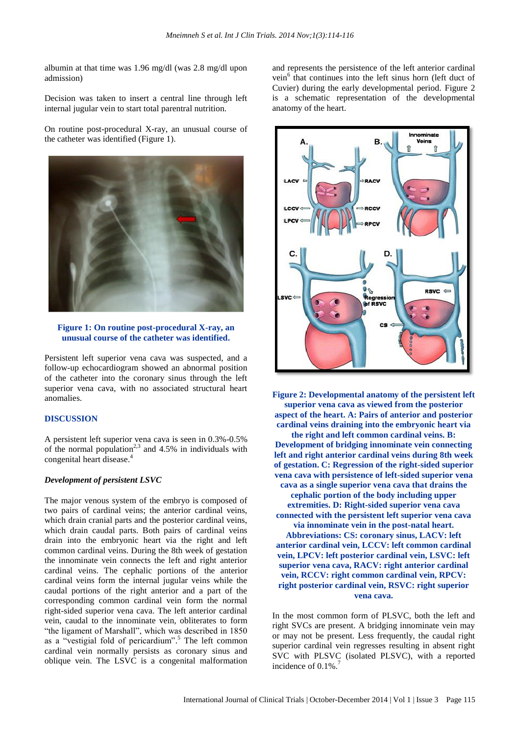albumin at that time was 1.96 mg/dl (was 2.8 mg/dl upon admission)

Decision was taken to insert a central line through left internal jugular vein to start total parentral nutrition.

On routine post-procedural X-ray, an unusual course of the catheter was identified (Figure 1).

**Figure 1: On routine post-procedural X-ray, an unusual course of the catheter was identified.**

Persistent left superior vena cava was suspected, and a follow-up echocardiogram showed an abnormal position of the catheter into the coronary sinus through the left superior vena cava, with no associated structural heart anomalies.

## DISCUSSION

A persistent left superior vena cava is seen in 0.3%-0.5% of the normal population[2,3] and 4.5% in individuals with congenital heart disease.[4]

### *Development of persistent LSVC*

The major venous system of the embryo is composed of two pairs of cardinal veins; the anterior cardinal veins, which drain cranial parts and the posterior cardinal veins, which drain caudal parts. Both pairs of cardinal veins drain into the embryonic heart via the right and left common cardinal veins. During the 8th week of gestation the innominate vein connects the left and right anterior cardinal veins. The cephalic portions of the anterior cardinal veins form the internal jugular veins while the caudal portions of the right anterior and a part of the corresponding common cardinal vein form the normal right-sided superior vena cava. The left anterior cardinal vein, caudal to the innominate vein, obliterates to form "the ligament of Marshall", which was described in 1850 as a "vestigial fold of pericardium".[5] The left common cardinal vein normally persists as coronary sinus and oblique vein. The LSVC is a congenital malformation and represents the persistence of the left anterior cardinal vein[6] that continues into the left sinus horn (left duct of Cuvier) during the early developmental period. Figure 2 is a schematic representation of the developmental anatomy of the heart.

**Figure 2: Developmental anatomy of the persistent left superior vena cava as viewed from the posterior aspect of the heart. A: Pairs of anterior and posterior cardinal veins draining into the embryonic heart via the right and left common cardinal veins. B: Development of bridging innominate vein connecting left and right anterior cardinal veins during 8th week of gestation. C: Regression of the right-sided superior vena cava with persistence of left-sided superior vena cava as a single superior vena cava that drains the cephalic portion of the body including upper extremities. D: Right-sided superior vena cava connected with the persistent left superior vena cava via innominate vein in the post-natal heart. Abbreviations: CS: coronary sinus, LACV: left anterior cardinal vein, LCCV: left common cardinal vein, LPCV: left posterior cardinal vein, LSVC: left superior vena cava, RACV: right anterior cardinal vein, RCCV: right common cardinal vein, RPCV: right posterior cardinal vein, RSVC: right superior vena cava.**

In the most common form of PLSVC, both the left and right SVCs are present. A bridging innominate vein may or may not be present. Less frequently, the caudal right superior cardinal vein regresses resulting in absent right SVC with PLSVC (isolated PLSVC), with a reported incidence of 0.1%.[7]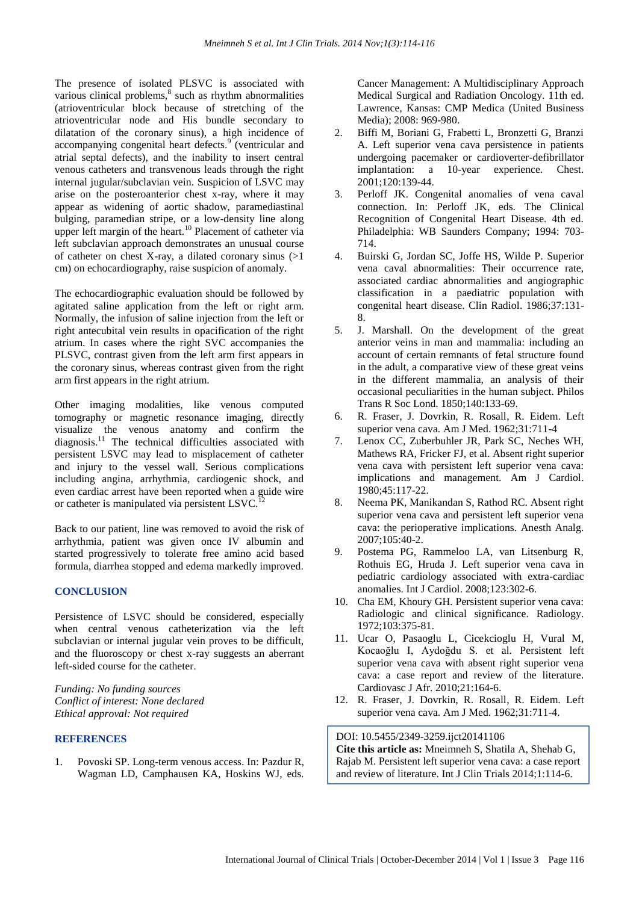The presence of isolated PLSVC is associated with various clinical problems,[8] such as rhythm abnormalities (atrioventricular block because of stretching of the atrioventricular node and His bundle secondary to dilatation of the coronary sinus), a high incidence of accompanying congenital heart defects.[9] (ventricular and atrial septal defects), and the inability to insert central venous catheters and transvenous leads through the right internal jugular/subclavian vein. Suspicion of LSVC may arise on the posteroanterior chest x-ray, where it may appear as widening of aortic shadow, paramediastinal bulging, paramedian stripe, or a low-density line along upper left margin of the heart.[10] Placement of catheter via left subclavian approach demonstrates an unusual course of catheter on chest X-ray, a dilated coronary sinus (>1 cm) on echocardiography, raise suspicion of anomaly.

The echocardiographic evaluation should be followed by agitated saline application from the left or right arm. Normally, the infusion of saline injection from the left or right antecubital vein results in opacification of the right atrium. In cases where the right SVC accompanies the PLSVC, contrast given from the left arm first appears in the coronary sinus, whereas contrast given from the right arm first appears in the right atrium.

Other imaging modalities, like venous computed tomography or magnetic resonance imaging, directly visualize the venous anatomy and confirm the diagnosis.[11] The technical difficulties associated with persistent LSVC may lead to misplacement of catheter and injury to the vessel wall. Serious complications including angina, arrhythmia, cardiogenic shock, and even cardiac arrest have been reported when a guide wire or catheter is manipulated via persistent LSVC.[12]

Back to our patient, line was removed to avoid the risk of arrhythmia, patient was given once IV albumin and started progressively to tolerate free amino acid based formula, diarrhea stopped and edema markedly improved.

## CONCLUSION

Persistence of LSVC should be considered, especially when central venous catheterization via the left subclavian or internal jugular vein proves to be difficult, and the fluoroscopy or chest x-ray suggests an aberrant left-sided course for the catheter.

*Funding: No funding sources*
*Conflict of interest: None declared*
*Ethical approval: Not required*

## REFERENCES

1. Povoski SP. Long-term venous access. In: Pazdur R, Wagman LD, Camphausen KA, Hoskins WJ, eds. Cancer Management: A Multidisciplinary Approach Medical Surgical and Radiation Oncology. 11th ed. Lawrence, Kansas: CMP Medica (United Business Media); 2008: 969-980.
2. Biffi M, Boriani G, Frabetti L, Bronzetti G, Branzi A. Left superior vena cava persistence in patients undergoing pacemaker or cardioverter-defibrillator implantation: a 10-year experience. Chest. 2001;120:139-44.
3. Perloff JK. Congenital anomalies of vena caval connection. In: Perloff JK, eds. The Clinical Recognition of Congenital Heart Disease. 4th ed. Philadelphia: WB Saunders Company; 1994: 703-714.
4. Buirski G, Jordan SC, Joffe HS, Wilde P. Superior vena caval abnormalities: Their occurrence rate, associated cardiac abnormalities and angiographic classification in a paediatric population with congenital heart disease. Clin Radiol. 1986;37:131-8.
5. J. Marshall. On the development of the great anterior veins in man and mammalia: including an account of certain remnants of fetal structure found in the adult, a comparative view of these great veins in the different mammalia, an analysis of their occasional peculiarities in the human subject. Philos Trans R Soc Lond. 1850;140:133-69.
6. R. Fraser, J. Dovrkin, R. Rosall, R. Eidem. Left superior vena cava. Am J Med. 1962;31:711-4
7. Lenox CC, Zuberbuhler JR, Park SC, Neches WH, Mathews RA, Fricker FJ, et al. Absent right superior vena cava with persistent left superior vena cava: implications and management. Am J Cardiol. 1980;45:117-22.
8. Neema PK, Manikandan S, Rathod RC. Absent right superior vena cava and persistent left superior vena cava: the perioperative implications. Anesth Analg. 2007;105:40-2.
9. Postema PG, Rammeloo LA, van Litsenburg R, Rothuis EG, Hruda J. Left superior vena cava in pediatric cardiology associated with extra-cardiac anomalies. Int J Cardiol. 2008;123:302-6.
10. Cha EM, Khoury GH. Persistent superior vena cava: Radiologic and clinical significance. Radiology. 1972;103:375-81.
11. Ucar O, Pasaoglu L, Cicekcioglu H, Vural M, Kocaoğlu I, Aydoğdu S. et al. Persistent left superior vena cava with absent right superior vena cava: a case report and review of the literature. Cardiovasc J Afr. 2010;21:164-6.
12. R. Fraser, J. Dovrkin, R. Rosall, R. Eidem. Left superior vena cava. Am J Med. 1962;31:711-4.

DOI: 10.5455/2349-3259.ijct20141106
**Cite this article as:** Mneimneh S, Shatila A, Shehab G, Rajab M. Persistent left superior vena cava: a case report and review of literature. Int J Clin Trials 2014;1:114-6.